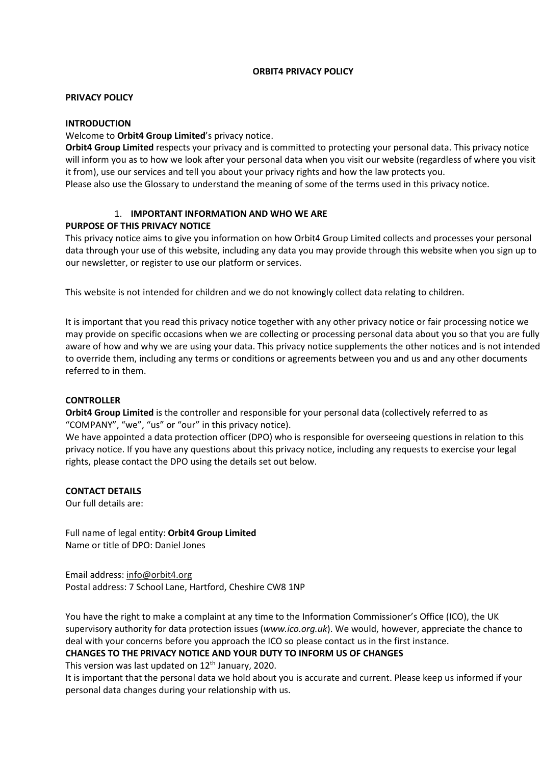# ORBIT4 PRIVACY POLICY

## PRIVACY POLICY

### INTRODUCTION

Welcome to **Orbit4 Group Limited**'s privacy notice.

**Orbit4 Group Limited** respects your privacy and is committed to protecting your personal data. This privacy notice will inform you as to how we look after your personal data when you visit our website (regardless of where you visit it from), use our services and tell you about your privacy rights and how the law protects you.

Please also use the Glossary to understand the meaning of some of the terms used in this privacy notice.

### 1. IMPORTANT INFORMATION AND WHO WE ARE

**PURPOSE OF THIS PRIVACY NOTICE**

This privacy notice aims to give you information on how Orbit4 Group Limited collects and processes your personal data through your use of this website, including any data you may provide through this website when you sign up to our newsletter, or register to use our platform or services.

This website is not intended for children and we do not knowingly collect data relating to children.

It is important that you read this privacy notice together with any other privacy notice or fair processing notice we may provide on specific occasions when we are collecting or processing personal data about you so that you are fully aware of how and why we are using your data. This privacy notice supplements the other notices and is not intended to override them, including any terms or conditions or agreements between you and us and any other documents referred to in them.

**CONTROLLER**

**Orbit4 Group Limited** is the controller and responsible for your personal data (collectively referred to as "COMPANY", "we", "us" or "our" in this privacy notice).

We have appointed a data protection officer (DPO) who is responsible for overseeing questions in relation to this privacy notice. If you have any questions about this privacy notice, including any requests to exercise your legal rights, please contact the DPO using the details set out below.

**CONTACT DETAILS**

Our full details are:

Full name of legal entity: **Orbit4 Group Limited**
Name or title of DPO: Daniel Jones

Email address: info@orbit4.org
Postal address: 7 School Lane, Hartford, Cheshire CW8 1NP

You have the right to make a complaint at any time to the Information Commissioner's Office (ICO), the UK supervisory authority for data protection issues (*www.ico.org.uk*). We would, however, appreciate the chance to deal with your concerns before you approach the ICO so please contact us in the first instance.

**CHANGES TO THE PRIVACY NOTICE AND YOUR DUTY TO INFORM US OF CHANGES**

This version was last updated on 12th January, 2020.

It is important that the personal data we hold about you is accurate and current. Please keep us informed if your personal data changes during your relationship with us.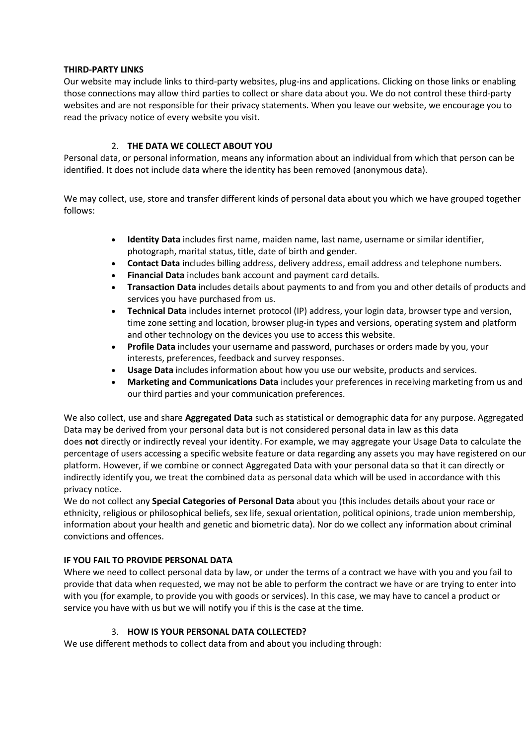**THIRD-PARTY LINKS**

Our website may include links to third-party websites, plug-ins and applications. Clicking on those links or enabling those connections may allow third parties to collect or share data about you. We do not control these third-party websites and are not responsible for their privacy statements. When you leave our website, we encourage you to read the privacy notice of every website you visit.

## 2. **THE DATA WE COLLECT ABOUT YOU**

Personal data, or personal information, means any information about an individual from which that person can be identified. It does not include data where the identity has been removed (anonymous data).

We may collect, use, store and transfer different kinds of personal data about you which we have grouped together follows:

- **Identity Data** includes first name, maiden name, last name, username or similar identifier, photograph, marital status, title, date of birth and gender.
- **Contact Data** includes billing address, delivery address, email address and telephone numbers.
- **Financial Data** includes bank account and payment card details.
- **Transaction Data** includes details about payments to and from you and other details of products and services you have purchased from us.
- **Technical Data** includes internet protocol (IP) address, your login data, browser type and version, time zone setting and location, browser plug-in types and versions, operating system and platform and other technology on the devices you use to access this website.
- **Profile Data** includes your username and password, purchases or orders made by you, your interests, preferences, feedback and survey responses.
- **Usage Data** includes information about how you use our website, products and services.
- **Marketing and Communications Data** includes your preferences in receiving marketing from us and our third parties and your communication preferences.

We also collect, use and share **Aggregated Data** such as statistical or demographic data for any purpose. Aggregated Data may be derived from your personal data but is not considered personal data in law as this data does **not** directly or indirectly reveal your identity. For example, we may aggregate your Usage Data to calculate the percentage of users accessing a specific website feature or data regarding any assets you may have registered on our platform. However, if we combine or connect Aggregated Data with your personal data so that it can directly or indirectly identify you, we treat the combined data as personal data which will be used in accordance with this privacy notice.

We do not collect any **Special Categories of Personal Data** about you (this includes details about your race or ethnicity, religious or philosophical beliefs, sex life, sexual orientation, political opinions, trade union membership, information about your health and genetic and biometric data). Nor do we collect any information about criminal convictions and offences.

**IF YOU FAIL TO PROVIDE PERSONAL DATA**

Where we need to collect personal data by law, or under the terms of a contract we have with you and you fail to provide that data when requested, we may not be able to perform the contract we have or are trying to enter into with you (for example, to provide you with goods or services). In this case, we may have to cancel a product or service you have with us but we will notify you if this is the case at the time.

## 3. **HOW IS YOUR PERSONAL DATA COLLECTED?**

We use different methods to collect data from and about you including through: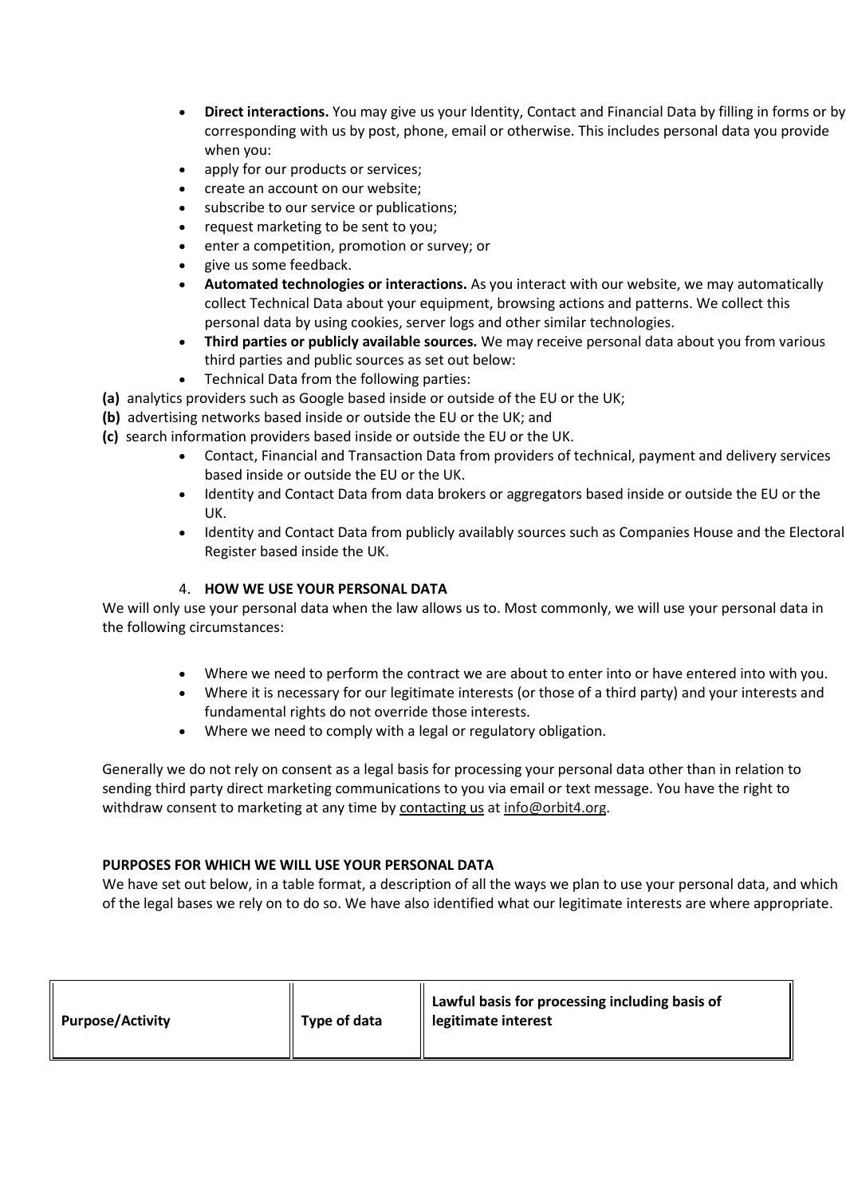- **Direct interactions.** You may give us your Identity, Contact and Financial Data by filling in forms or by corresponding with us by post, phone, email or otherwise. This includes personal data you provide when you:
- apply for our products or services;
- create an account on our website;
- subscribe to our service or publications;
- request marketing to be sent to you;
- enter a competition, promotion or survey; or
- give us some feedback.
- **Automated technologies or interactions.** As you interact with our website, we may automatically collect Technical Data about your equipment, browsing actions and patterns. We collect this personal data by using cookies, server logs and other similar technologies.
- **Third parties or publicly available sources.** We may receive personal data about you from various third parties and public sources as set out below:
- Technical Data from the following parties:

**(a)** analytics providers such as Google based inside or outside of the EU or the UK;

**(b)** advertising networks based inside or outside the EU or the UK; and

**(c)** search information providers based inside or outside the EU or the UK.

- Contact, Financial and Transaction Data from providers of technical, payment and delivery services based inside or outside the EU or the UK.
- Identity and Contact Data from data brokers or aggregators based inside or outside the EU or the UK.
- Identity and Contact Data from publicly availably sources such as Companies House and the Electoral Register based inside the UK.

## 4. HOW WE USE YOUR PERSONAL DATA

We will only use your personal data when the law allows us to. Most commonly, we will use your personal data in the following circumstances:

- Where we need to perform the contract we are about to enter into or have entered into with you.
- Where it is necessary for our legitimate interests (or those of a third party) and your interests and fundamental rights do not override those interests.
- Where we need to comply with a legal or regulatory obligation.

Generally we do not rely on consent as a legal basis for processing your personal data other than in relation to sending third party direct marketing communications to you via email or text message. You have the right to withdraw consent to marketing at any time by contacting us at info@orbit4.org.

### PURPOSES FOR WHICH WE WILL USE YOUR PERSONAL DATA

We have set out below, in a table format, a description of all the ways we plan to use your personal data, and which of the legal bases we rely on to do so. We have also identified what our legitimate interests are where appropriate.

| Purpose/Activity | Type of data | Lawful basis for processing including basis of legitimate interest |
|---|---|---|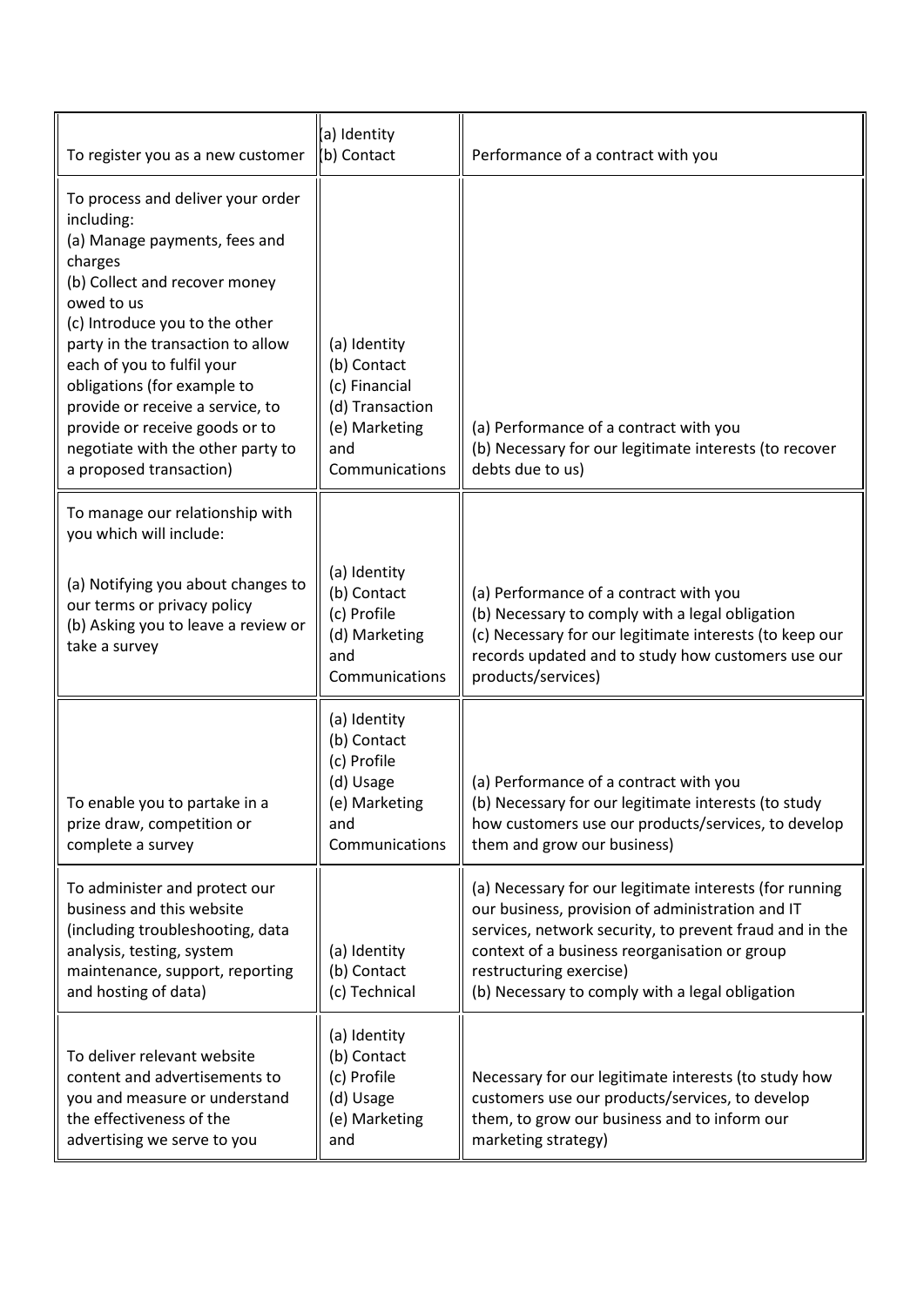| To register you as a new customer | (a) Identity<br>(b) Contact | Performance of a contract with you |
|---|---|---|
| To process and deliver your order including:<br>(a) Manage payments, fees and charges<br>(b) Collect and recover money owed to us<br>(c) Introduce you to the other party in the transaction to allow each of you to fulfil your obligations (for example to provide or receive a service, to provide or receive goods or to negotiate with the other party to a proposed transaction) | (a) Identity<br>(b) Contact<br>(c) Financial<br>(d) Transaction<br>(e) Marketing and Communications | (a) Performance of a contract with you<br>(b) Necessary for our legitimate interests (to recover debts due to us) |
| To manage our relationship with you which will include:<br><br>(a) Notifying you about changes to our terms or privacy policy<br>(b) Asking you to leave a review or take a survey | (a) Identity<br>(b) Contact<br>(c) Profile<br>(d) Marketing and Communications | (a) Performance of a contract with you<br>(b) Necessary to comply with a legal obligation<br>(c) Necessary for our legitimate interests (to keep our records updated and to study how customers use our products/services) |
| To enable you to partake in a prize draw, competition or complete a survey | (a) Identity<br>(b) Contact<br>(c) Profile<br>(d) Usage<br>(e) Marketing and Communications | (a) Performance of a contract with you<br>(b) Necessary for our legitimate interests (to study how customers use our products/services, to develop them and grow our business) |
| To administer and protect our business and this website (including troubleshooting, data analysis, testing, system maintenance, support, reporting and hosting of data) | (a) Identity<br>(b) Contact<br>(c) Technical | (a) Necessary for our legitimate interests (for running our business, provision of administration and IT services, network security, to prevent fraud and in the context of a business reorganisation or group restructuring exercise)<br>(b) Necessary to comply with a legal obligation |
| To deliver relevant website content and advertisements to you and measure or understand the effectiveness of the advertising we serve to you | (a) Identity<br>(b) Contact<br>(c) Profile<br>(d) Usage<br>(e) Marketing and | Necessary for our legitimate interests (to study how customers use our products/services, to develop them, to grow our business and to inform our marketing strategy) |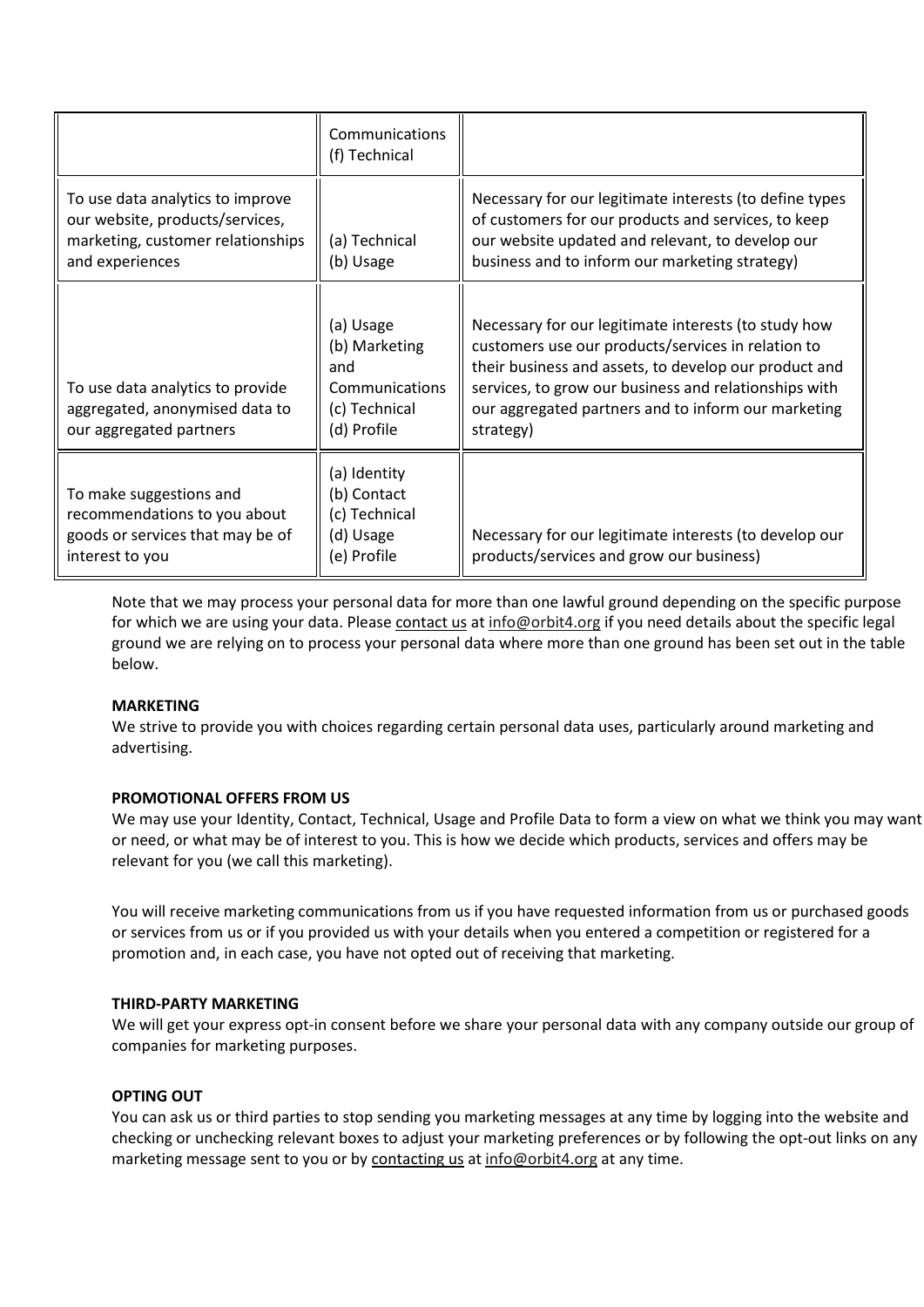| | | |
|---|---|---|
| | Communications (f) Technical | |
| To use data analytics to improve our website, products/services, marketing, customer relationships and experiences | (a) Technical (b) Usage | Necessary for our legitimate interests (to define types of customers for our products and services, to keep our website updated and relevant, to develop our business and to inform our marketing strategy) |
| To use data analytics to provide aggregated, anonymised data to our aggregated partners | (a) Usage (b) Marketing and Communications (c) Technical (d) Profile | Necessary for our legitimate interests (to study how customers use our products/services in relation to their business and assets, to develop our product and services, to grow our business and relationships with our aggregated partners and to inform our marketing strategy) |
| To make suggestions and recommendations to you about goods or services that may be of interest to you | (a) Identity (b) Contact (c) Technical (d) Usage (e) Profile | Necessary for our legitimate interests (to develop our products/services and grow our business) |

Note that we may process your personal data for more than one lawful ground depending on the specific purpose for which we are using your data. Please contact us at info@orbit4.org if you need details about the specific legal ground we are relying on to process your personal data where more than one ground has been set out in the table below.

**MARKETING**
We strive to provide you with choices regarding certain personal data uses, particularly around marketing and advertising.

**PROMOTIONAL OFFERS FROM US**
We may use your Identity, Contact, Technical, Usage and Profile Data to form a view on what we think you may want or need, or what may be of interest to you. This is how we decide which products, services and offers may be relevant for you (we call this marketing).

You will receive marketing communications from us if you have requested information from us or purchased goods or services from us or if you provided us with your details when you entered a competition or registered for a promotion and, in each case, you have not opted out of receiving that marketing.

**THIRD-PARTY MARKETING**
We will get your express opt-in consent before we share your personal data with any company outside our group of companies for marketing purposes.

**OPTING OUT**
You can ask us or third parties to stop sending you marketing messages at any time by logging into the website and checking or unchecking relevant boxes to adjust your marketing preferences or by following the opt-out links on any marketing message sent to you or by contacting us at info@orbit4.org at any time.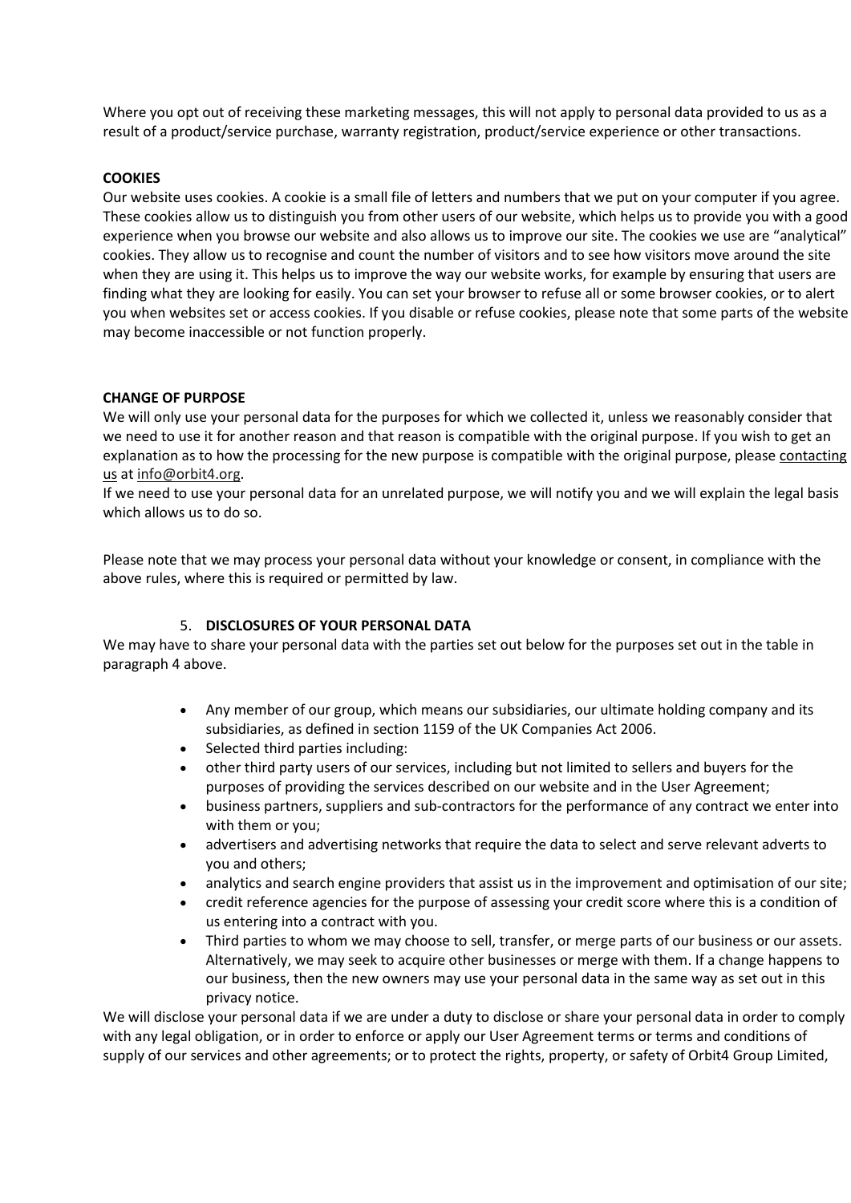Where you opt out of receiving these marketing messages, this will not apply to personal data provided to us as a result of a product/service purchase, warranty registration, product/service experience or other transactions.

**COOKIES**

Our website uses cookies. A cookie is a small file of letters and numbers that we put on your computer if you agree. These cookies allow us to distinguish you from other users of our website, which helps us to provide you with a good experience when you browse our website and also allows us to improve our site. The cookies we use are "analytical" cookies. They allow us to recognise and count the number of visitors and to see how visitors move around the site when they are using it. This helps us to improve the way our website works, for example by ensuring that users are finding what they are looking for easily. You can set your browser to refuse all or some browser cookies, or to alert you when websites set or access cookies. If you disable or refuse cookies, please note that some parts of the website may become inaccessible or not function properly.

**CHANGE OF PURPOSE**

We will only use your personal data for the purposes for which we collected it, unless we reasonably consider that we need to use it for another reason and that reason is compatible with the original purpose. If you wish to get an explanation as to how the processing for the new purpose is compatible with the original purpose, please contacting us at info@orbit4.org.

If we need to use your personal data for an unrelated purpose, we will notify you and we will explain the legal basis which allows us to do so.

Please note that we may process your personal data without your knowledge or consent, in compliance with the above rules, where this is required or permitted by law.

5. **DISCLOSURES OF YOUR PERSONAL DATA**

We may have to share your personal data with the parties set out below for the purposes set out in the table in paragraph 4 above.

- Any member of our group, which means our subsidiaries, our ultimate holding company and its subsidiaries, as defined in section 1159 of the UK Companies Act 2006.
- Selected third parties including:
- other third party users of our services, including but not limited to sellers and buyers for the purposes of providing the services described on our website and in the User Agreement;
- business partners, suppliers and sub-contractors for the performance of any contract we enter into with them or you;
- advertisers and advertising networks that require the data to select and serve relevant adverts to you and others;
- analytics and search engine providers that assist us in the improvement and optimisation of our site;
- credit reference agencies for the purpose of assessing your credit score where this is a condition of us entering into a contract with you.
- Third parties to whom we may choose to sell, transfer, or merge parts of our business or our assets. Alternatively, we may seek to acquire other businesses or merge with them. If a change happens to our business, then the new owners may use your personal data in the same way as set out in this privacy notice.

We will disclose your personal data if we are under a duty to disclose or share your personal data in order to comply with any legal obligation, or in order to enforce or apply our User Agreement terms or terms and conditions of supply of our services and other agreements; or to protect the rights, property, or safety of Orbit4 Group Limited,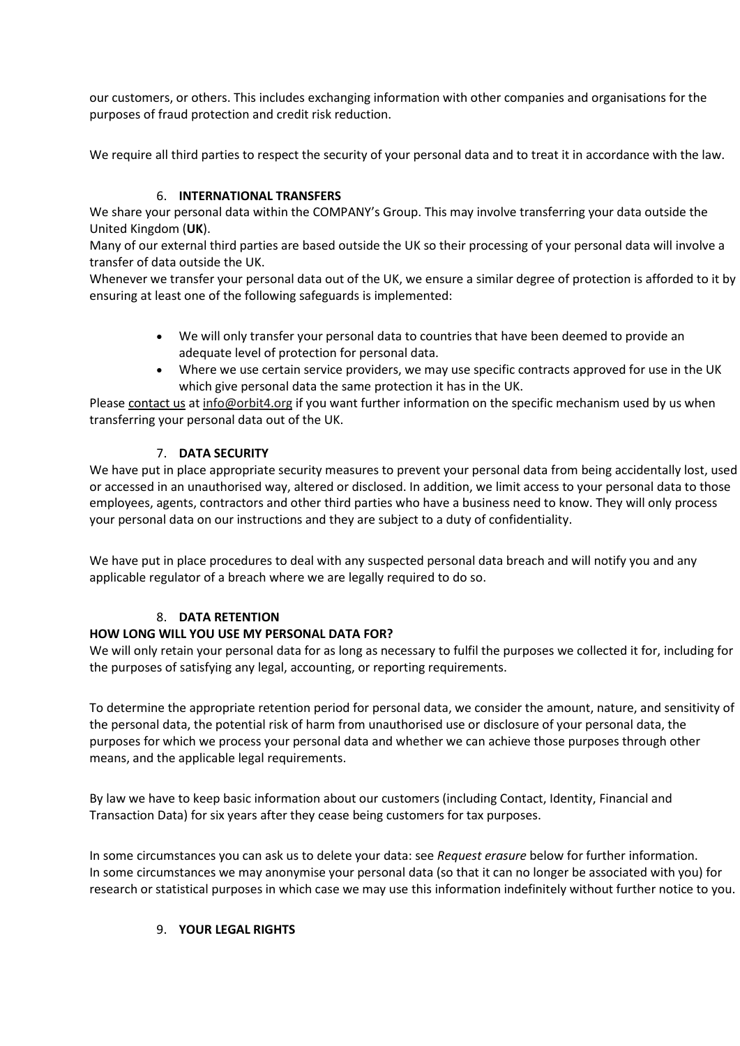our customers, or others. This includes exchanging information with other companies and organisations for the purposes of fraud protection and credit risk reduction.

We require all third parties to respect the security of your personal data and to treat it in accordance with the law.

## 6. INTERNATIONAL TRANSFERS

We share your personal data within the COMPANY's Group. This may involve transferring your data outside the United Kingdom (**UK**).

Many of our external third parties are based outside the UK so their processing of your personal data will involve a transfer of data outside the UK.

Whenever we transfer your personal data out of the UK, we ensure a similar degree of protection is afforded to it by ensuring at least one of the following safeguards is implemented:

- We will only transfer your personal data to countries that have been deemed to provide an adequate level of protection for personal data.
- Where we use certain service providers, we may use specific contracts approved for use in the UK which give personal data the same protection it has in the UK.

Please contact us at info@orbit4.org if you want further information on the specific mechanism used by us when transferring your personal data out of the UK.

## 7. DATA SECURITY

We have put in place appropriate security measures to prevent your personal data from being accidentally lost, used or accessed in an unauthorised way, altered or disclosed. In addition, we limit access to your personal data to those employees, agents, contractors and other third parties who have a business need to know. They will only process your personal data on our instructions and they are subject to a duty of confidentiality.

We have put in place procedures to deal with any suspected personal data breach and will notify you and any applicable regulator of a breach where we are legally required to do so.

## 8. DATA RETENTION

**HOW LONG WILL YOU USE MY PERSONAL DATA FOR?**

We will only retain your personal data for as long as necessary to fulfil the purposes we collected it for, including for the purposes of satisfying any legal, accounting, or reporting requirements.

To determine the appropriate retention period for personal data, we consider the amount, nature, and sensitivity of the personal data, the potential risk of harm from unauthorised use or disclosure of your personal data, the purposes for which we process your personal data and whether we can achieve those purposes through other means, and the applicable legal requirements.

By law we have to keep basic information about our customers (including Contact, Identity, Financial and Transaction Data) for six years after they cease being customers for tax purposes.

In some circumstances you can ask us to delete your data: see *Request erasure* below for further information.
In some circumstances we may anonymise your personal data (so that it can no longer be associated with you) for research or statistical purposes in which case we may use this information indefinitely without further notice to you.

## 9. YOUR LEGAL RIGHTS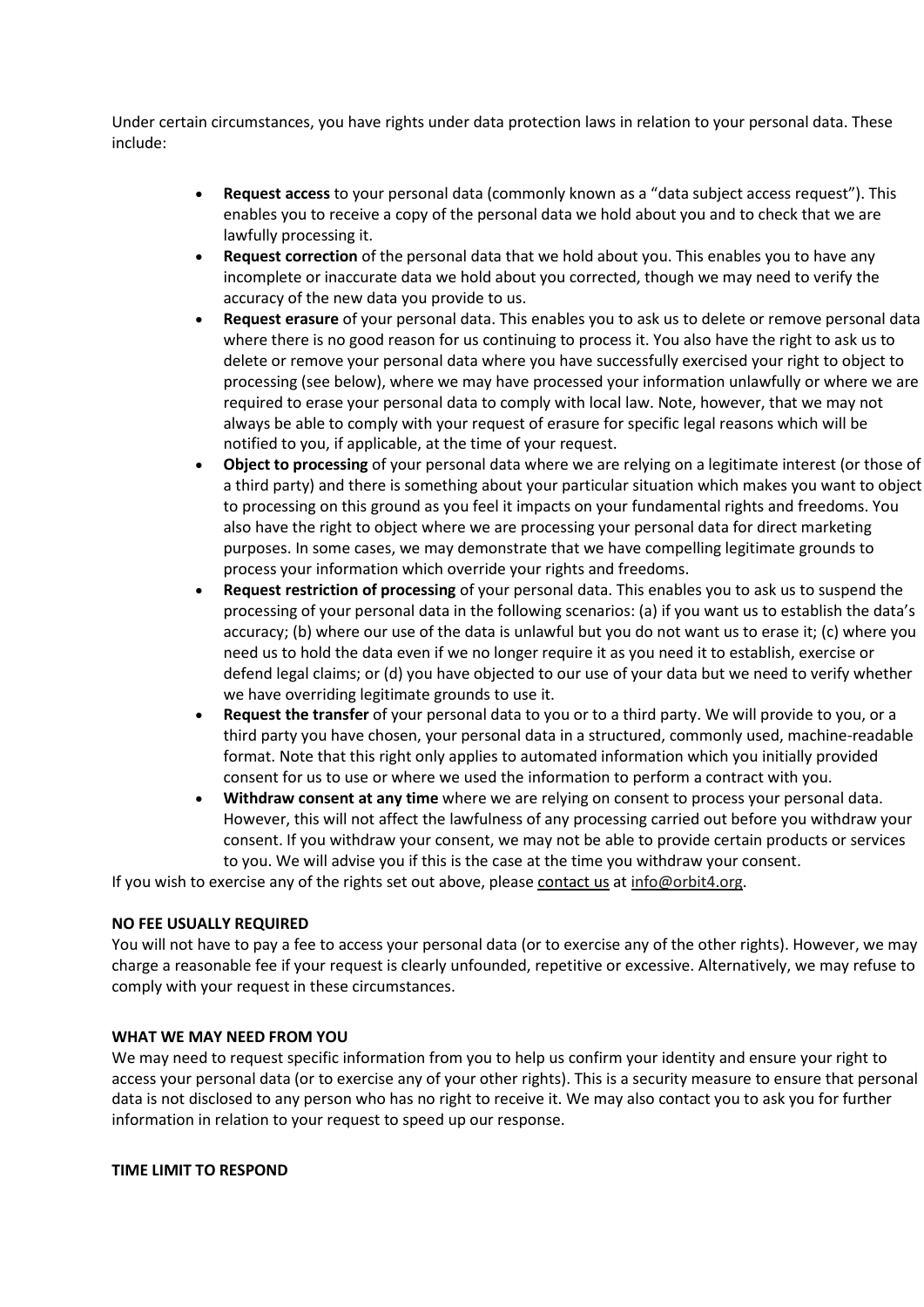Under certain circumstances, you have rights under data protection laws in relation to your personal data. These include:

- **Request access** to your personal data (commonly known as a "data subject access request"). This enables you to receive a copy of the personal data we hold about you and to check that we are lawfully processing it.
- **Request correction** of the personal data that we hold about you. This enables you to have any incomplete or inaccurate data we hold about you corrected, though we may need to verify the accuracy of the new data you provide to us.
- **Request erasure** of your personal data. This enables you to ask us to delete or remove personal data where there is no good reason for us continuing to process it. You also have the right to ask us to delete or remove your personal data where you have successfully exercised your right to object to processing (see below), where we may have processed your information unlawfully or where we are required to erase your personal data to comply with local law. Note, however, that we may not always be able to comply with your request of erasure for specific legal reasons which will be notified to you, if applicable, at the time of your request.
- **Object to processing** of your personal data where we are relying on a legitimate interest (or those of a third party) and there is something about your particular situation which makes you want to object to processing on this ground as you feel it impacts on your fundamental rights and freedoms. You also have the right to object where we are processing your personal data for direct marketing purposes. In some cases, we may demonstrate that we have compelling legitimate grounds to process your information which override your rights and freedoms.
- **Request restriction of processing** of your personal data. This enables you to ask us to suspend the processing of your personal data in the following scenarios: (a) if you want us to establish the data's accuracy; (b) where our use of the data is unlawful but you do not want us to erase it; (c) where you need us to hold the data even if we no longer require it as you need it to establish, exercise or defend legal claims; or (d) you have objected to our use of your data but we need to verify whether we have overriding legitimate grounds to use it.
- **Request the transfer** of your personal data to you or to a third party. We will provide to you, or a third party you have chosen, your personal data in a structured, commonly used, machine-readable format. Note that this right only applies to automated information which you initially provided consent for us to use or where we used the information to perform a contract with you.
- **Withdraw consent at any time** where we are relying on consent to process your personal data. However, this will not affect the lawfulness of any processing carried out before you withdraw your consent. If you withdraw your consent, we may not be able to provide certain products or services to you. We will advise you if this is the case at the time you withdraw your consent.

If you wish to exercise any of the rights set out above, please contact us at info@orbit4.org.

**NO FEE USUALLY REQUIRED**

You will not have to pay a fee to access your personal data (or to exercise any of the other rights). However, we may charge a reasonable fee if your request is clearly unfounded, repetitive or excessive. Alternatively, we may refuse to comply with your request in these circumstances.

**WHAT WE MAY NEED FROM YOU**

We may need to request specific information from you to help us confirm your identity and ensure your right to access your personal data (or to exercise any of your other rights). This is a security measure to ensure that personal data is not disclosed to any person who has no right to receive it. We may also contact you to ask you for further information in relation to your request to speed up our response.

**TIME LIMIT TO RESPOND**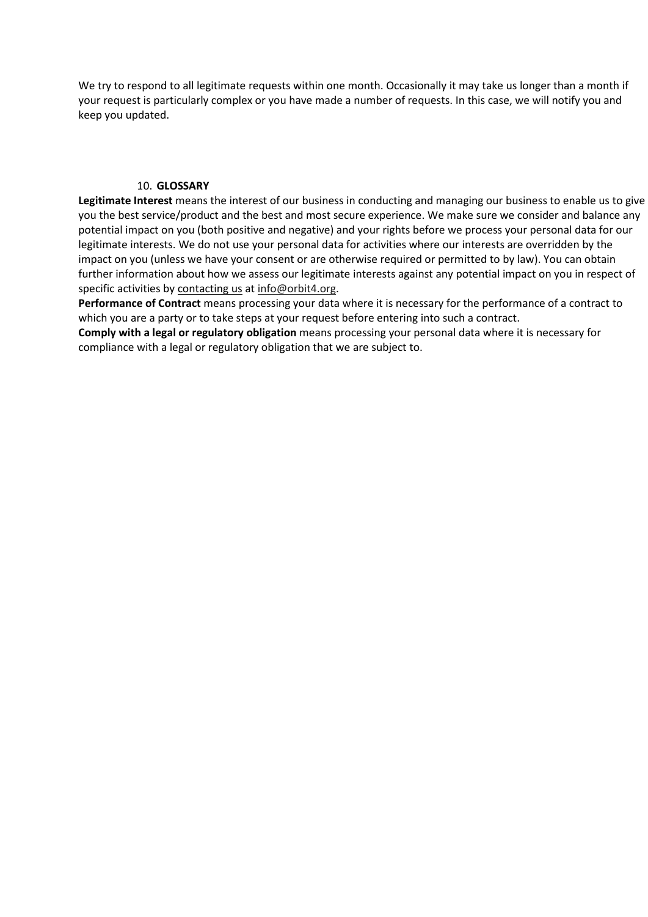We try to respond to all legitimate requests within one month. Occasionally it may take us longer than a month if your request is particularly complex or you have made a number of requests. In this case, we will notify you and keep you updated.

## 10. GLOSSARY

**Legitimate Interest** means the interest of our business in conducting and managing our business to enable us to give you the best service/product and the best and most secure experience. We make sure we consider and balance any potential impact on you (both positive and negative) and your rights before we process your personal data for our legitimate interests. We do not use your personal data for activities where our interests are overridden by the impact on you (unless we have your consent or are otherwise required or permitted to by law). You can obtain further information about how we assess our legitimate interests against any potential impact on you in respect of specific activities by contacting us at info@orbit4.org.

**Performance of Contract** means processing your data where it is necessary for the performance of a contract to which you are a party or to take steps at your request before entering into such a contract.

**Comply with a legal or regulatory obligation** means processing your personal data where it is necessary for compliance with a legal or regulatory obligation that we are subject to.